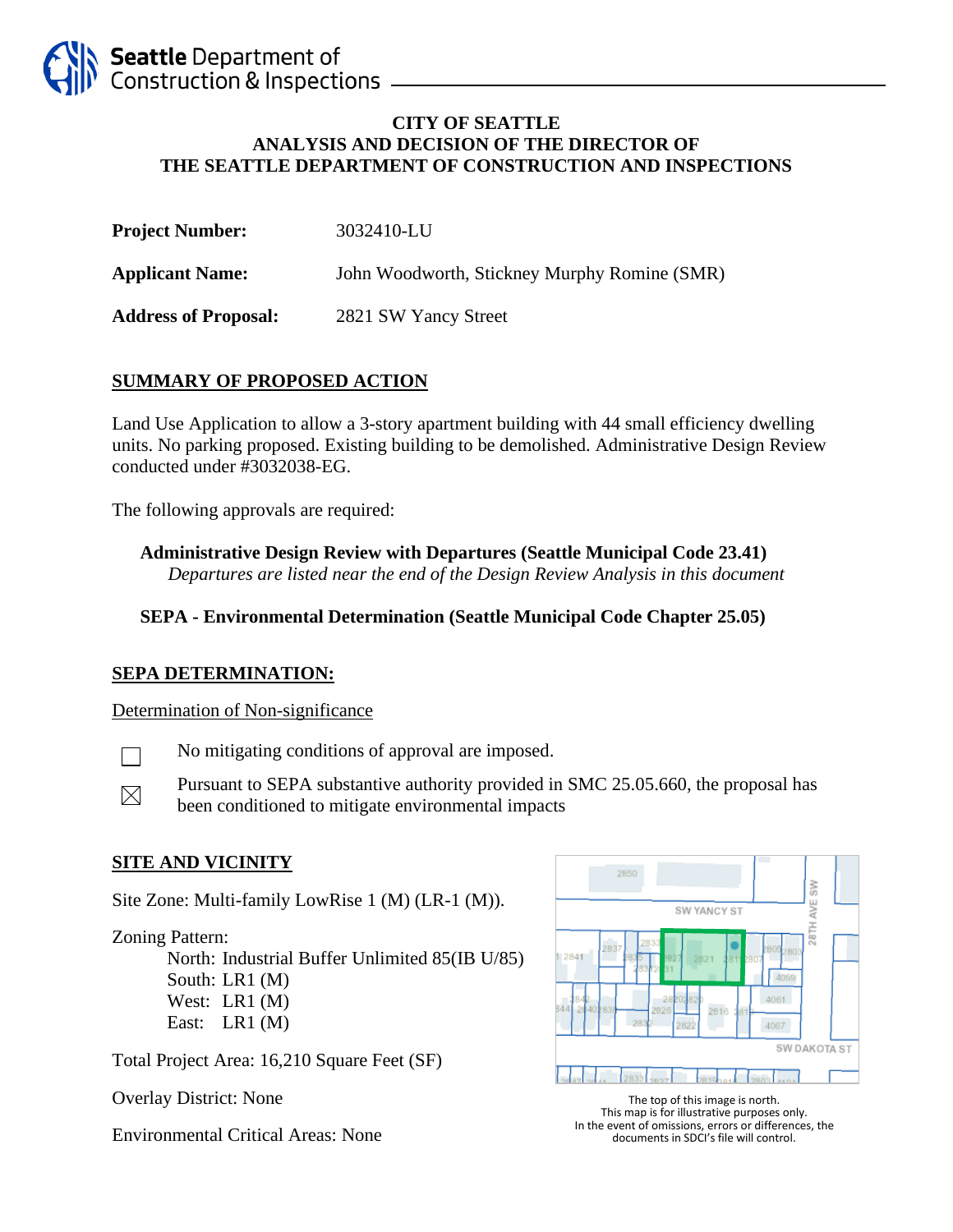Seattle Department of Construction & Inspections

# CITY OF SEATTLE
# ANALYSIS AND DECISION OF THE DIRECTOR OF THE SEATTLE DEPARTMENT OF CONSTRUCTION AND INSPECTIONS

**Project Number:** 3032410-LU

**Applicant Name:** John Woodworth, Stickney Murphy Romine (SMR)

**Address of Proposal:** 2821 SW Yancy Street

## SUMMARY OF PROPOSED ACTION

Land Use Application to allow a 3-story apartment building with 44 small efficiency dwelling units. No parking proposed. Existing building to be demolished. Administrative Design Review conducted under #3032038-EG.

The following approvals are required:

**Administrative Design Review with Departures (Seattle Municipal Code 23.41)**
*Departures are listed near the end of the Design Review Analysis in this document*

**SEPA - Environmental Determination (Seattle Municipal Code Chapter 25.05)**

## SEPA DETERMINATION:

Determination of Non-significance

☐ No mitigating conditions of approval are imposed.

☒ Pursuant to SEPA substantive authority provided in SMC 25.05.660, the proposal has been conditioned to mitigate environmental impacts

## SITE AND VICINITY

Site Zone: Multi-family LowRise 1 (M) (LR-1 (M)).

Zoning Pattern:
- North: Industrial Buffer Unlimited 85(IB U/85)
- South: LR1 (M)
- West: LR1 (M)
- East: LR1 (M)

Total Project Area: 16,210 Square Feet (SF)

Overlay District: None

Environmental Critical Areas: None

The top of this image is north.
This map is for illustrative purposes only.
In the event of omissions, errors or differences, the documents in SDCI's file will control.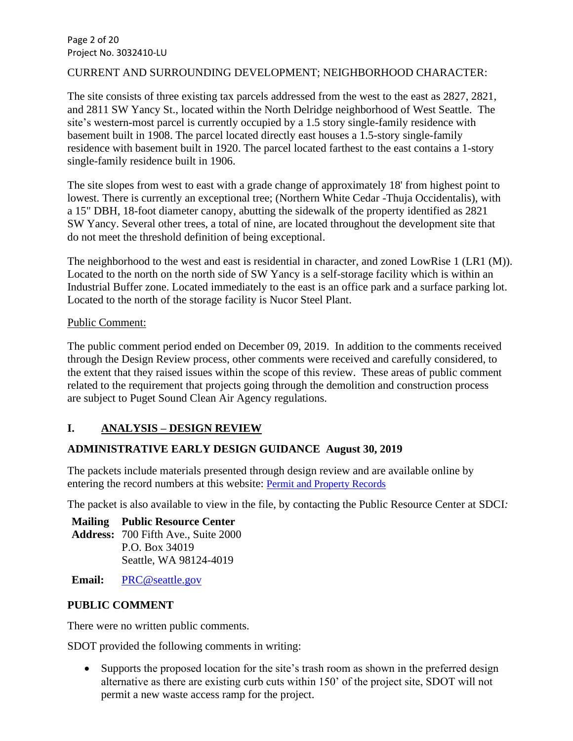CURRENT AND SURROUNDING DEVELOPMENT; NEIGHBORHOOD CHARACTER:

The site consists of three existing tax parcels addressed from the west to the east as 2827, 2821, and 2811 SW Yancy St., located within the North Delridge neighborhood of West Seattle. The site's western-most parcel is currently occupied by a 1.5 story single-family residence with basement built in 1908. The parcel located directly east houses a 1.5-story single-family residence with basement built in 1920. The parcel located farthest to the east contains a 1-story single-family residence built in 1906.

The site slopes from west to east with a grade change of approximately 18' from highest point to lowest. There is currently an exceptional tree; (Northern White Cedar -Thuja Occidentalis), with a 15" DBH, 18-foot diameter canopy, abutting the sidewalk of the property identified as 2821 SW Yancy. Several other trees, a total of nine, are located throughout the development site that do not meet the threshold definition of being exceptional.

The neighborhood to the west and east is residential in character, and zoned LowRise 1 (LR1 (M)). Located to the north on the north side of SW Yancy is a self-storage facility which is within an Industrial Buffer zone. Located immediately to the east is an office park and a surface parking lot. Located to the north of the storage facility is Nucor Steel Plant.

Public Comment:

The public comment period ended on December 09, 2019. In addition to the comments received through the Design Review process, other comments were received and carefully considered, to the extent that they raised issues within the scope of this review. These areas of public comment related to the requirement that projects going through the demolition and construction process are subject to Puget Sound Clean Air Agency regulations.

## I. ANALYSIS – DESIGN REVIEW

### ADMINISTRATIVE EARLY DESIGN GUIDANCE August 30, 2019

The packets include materials presented through design review and are available online by entering the record numbers at this website: Permit and Property Records

The packet is also available to view in the file, by contacting the Public Resource Center at SDCI:

**Mailing Address:** **Public Resource Center**
700 Fifth Ave., Suite 2000
P.O. Box 34019
Seattle, WA 98124-4019

**Email:** PRC@seattle.gov

### PUBLIC COMMENT

There were no written public comments.

SDOT provided the following comments in writing:

- Supports the proposed location for the site's trash room as shown in the preferred design alternative as there are existing curb cuts within 150' of the project site, SDOT will not permit a new waste access ramp for the project.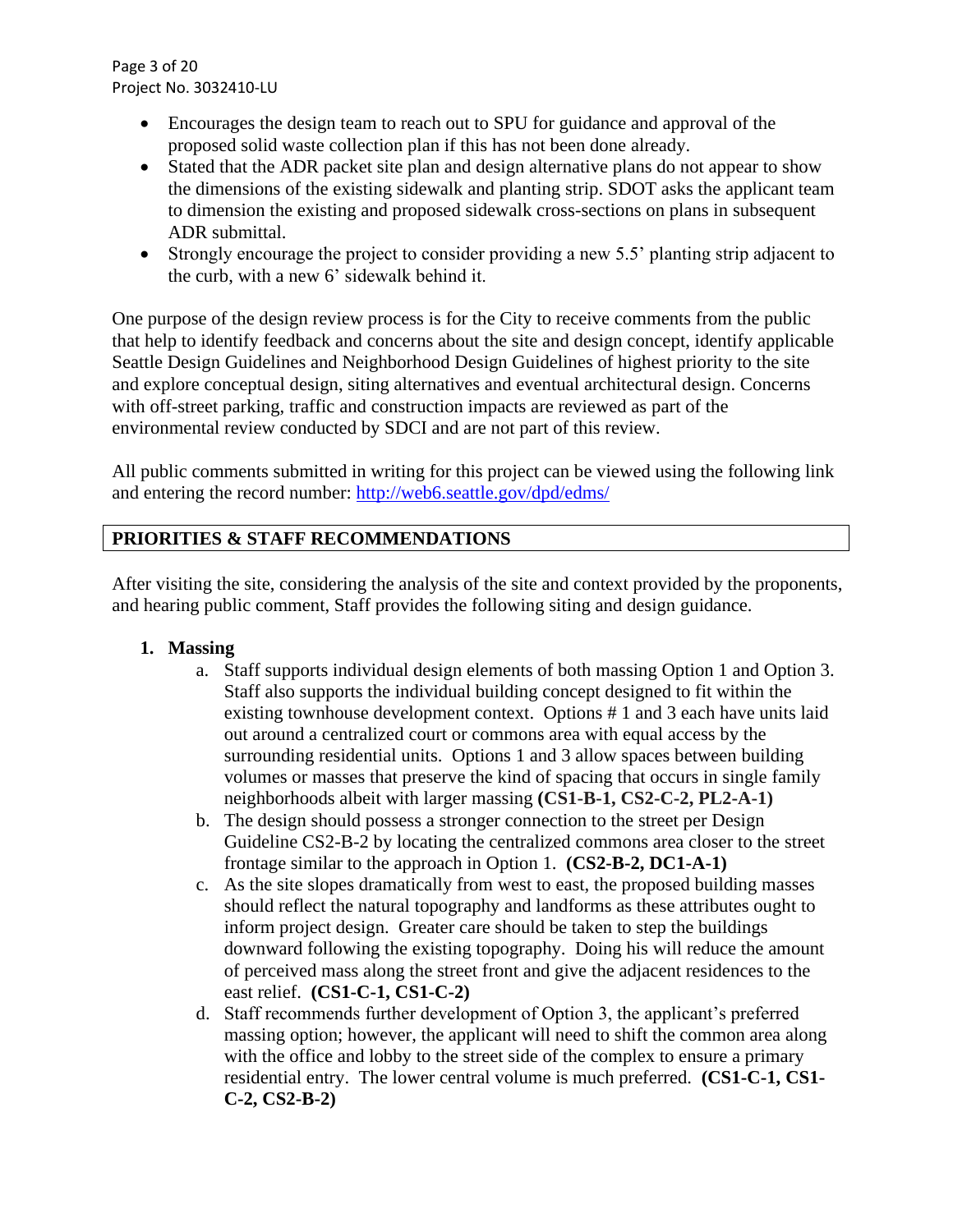- Encourages the design team to reach out to SPU for guidance and approval of the proposed solid waste collection plan if this has not been done already.
- Stated that the ADR packet site plan and design alternative plans do not appear to show the dimensions of the existing sidewalk and planting strip. SDOT asks the applicant team to dimension the existing and proposed sidewalk cross-sections on plans in subsequent ADR submittal.
- Strongly encourage the project to consider providing a new 5.5' planting strip adjacent to the curb, with a new 6' sidewalk behind it.

One purpose of the design review process is for the City to receive comments from the public that help to identify feedback and concerns about the site and design concept, identify applicable Seattle Design Guidelines and Neighborhood Design Guidelines of highest priority to the site and explore conceptual design, siting alternatives and eventual architectural design. Concerns with off-street parking, traffic and construction impacts are reviewed as part of the environmental review conducted by SDCI and are not part of this review.

All public comments submitted in writing for this project can be viewed using the following link and entering the record number: http://web6.seattle.gov/dpd/edms/

## PRIORITIES & STAFF RECOMMENDATIONS

After visiting the site, considering the analysis of the site and context provided by the proponents, and hearing public comment, Staff provides the following siting and design guidance.

1. **Massing**
   a. Staff supports individual design elements of both massing Option 1 and Option 3. Staff also supports the individual building concept designed to fit within the existing townhouse development context. Options # 1 and 3 each have units laid out around a centralized court or commons area with equal access by the surrounding residential units. Options 1 and 3 allow spaces between building volumes or masses that preserve the kind of spacing that occurs in single family neighborhoods albeit with larger massing **(CS1-B-1, CS2-C-2, PL2-A-1)**
   
   b. The design should possess a stronger connection to the street per Design Guideline CS2-B-2 by locating the centralized commons area closer to the street frontage similar to the approach in Option 1. **(CS2-B-2, DC1-A-1)**
   
   c. As the site slopes dramatically from west to east, the proposed building masses should reflect the natural topography and landforms as these attributes ought to inform project design. Greater care should be taken to step the buildings downward following the existing topography. Doing his will reduce the amount of perceived mass along the street front and give the adjacent residences to the east relief. **(CS1-C-1, CS1-C-2)**
   
   d. Staff recommends further development of Option 3, the applicant's preferred massing option; however, the applicant will need to shift the common area along with the office and lobby to the street side of the complex to ensure a primary residential entry. The lower central volume is much preferred. **(CS1-C-1, CS1-C-2, CS2-B-2)**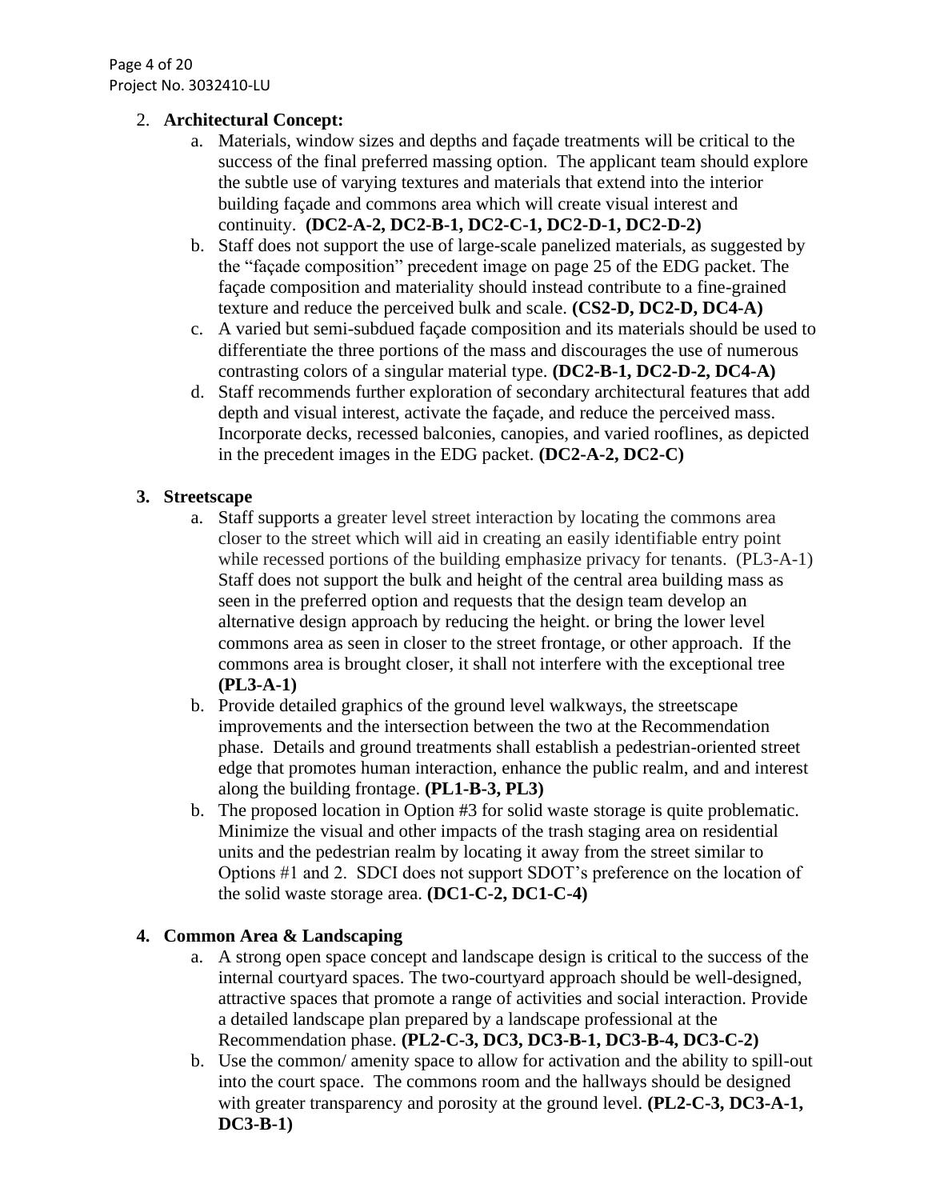2. **Architectural Concept:**
   a. Materials, window sizes and depths and façade treatments will be critical to the success of the final preferred massing option. The applicant team should explore the subtle use of varying textures and materials that extend into the interior building façade and commons area which will create visual interest and continuity. **(DC2-A-2, DC2-B-1, DC2-C-1, DC2-D-1, DC2-D-2)**
   b. Staff does not support the use of large-scale panelized materials, as suggested by the "façade composition" precedent image on page 25 of the EDG packet. The façade composition and materiality should instead contribute to a fine-grained texture and reduce the perceived bulk and scale. **(CS2-D, DC2-D, DC4-A)**
   c. A varied but semi-subdued façade composition and its materials should be used to differentiate the three portions of the mass and discourages the use of numerous contrasting colors of a singular material type. **(DC2-B-1, DC2-D-2, DC4-A)**
   d. Staff recommends further exploration of secondary architectural features that add depth and visual interest, activate the façade, and reduce the perceived mass. Incorporate decks, recessed balconies, canopies, and varied rooflines, as depicted in the precedent images in the EDG packet. **(DC2-A-2, DC2-C)**

3. **Streetscape**
   a. Staff supports a greater level street interaction by locating the commons area closer to the street which will aid in creating an easily identifiable entry point while recessed portions of the building emphasize privacy for tenants. (PL3-A-1) Staff does not support the bulk and height of the central area building mass as seen in the preferred option and requests that the design team develop an alternative design approach by reducing the height. or bring the lower level commons area as seen in closer to the street frontage, or other approach. If the commons area is brought closer, it shall not interfere with the exceptional tree **(PL3-A-1)**
   b. Provide detailed graphics of the ground level walkways, the streetscape improvements and the intersection between the two at the Recommendation phase. Details and ground treatments shall establish a pedestrian-oriented street edge that promotes human interaction, enhance the public realm, and and interest along the building frontage. **(PL1-B-3, PL3)**
   b. The proposed location in Option #3 for solid waste storage is quite problematic. Minimize the visual and other impacts of the trash staging area on residential units and the pedestrian realm by locating it away from the street similar to Options #1 and 2. SDCI does not support SDOT's preference on the location of the solid waste storage area. **(DC1-C-2, DC1-C-4)**

4. **Common Area & Landscaping**
   a. A strong open space concept and landscape design is critical to the success of the internal courtyard spaces. The two-courtyard approach should be well-designed, attractive spaces that promote a range of activities and social interaction. Provide a detailed landscape plan prepared by a landscape professional at the Recommendation phase. **(PL2-C-3, DC3, DC3-B-1, DC3-B-4, DC3-C-2)**
   b. Use the common/ amenity space to allow for activation and the ability to spill-out into the court space. The commons room and the hallways should be designed with greater transparency and porosity at the ground level. **(PL2-C-3, DC3-A-1, DC3-B-1)**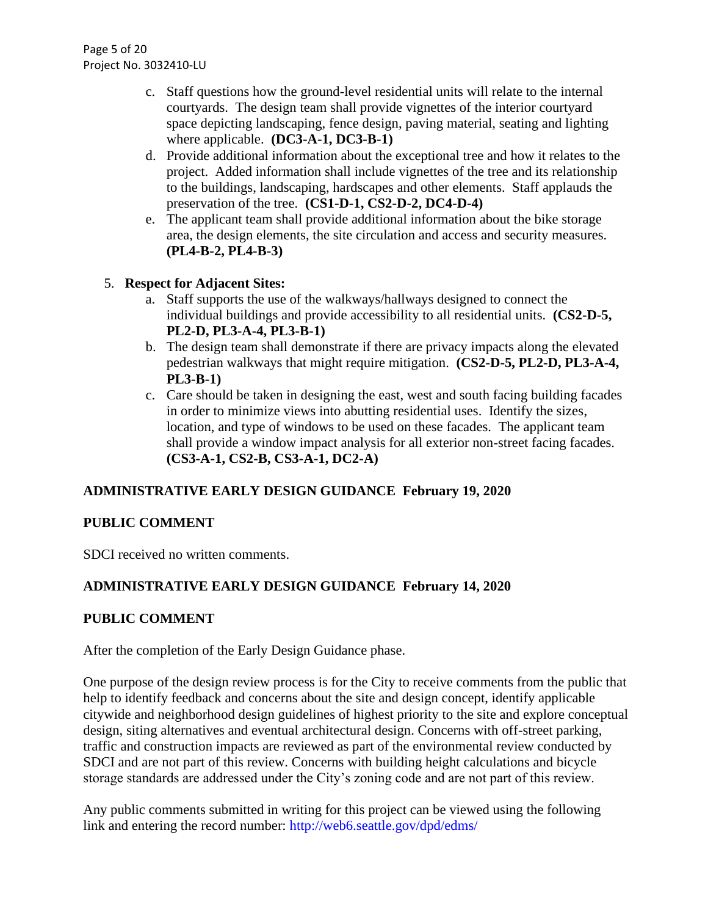c. Staff questions how the ground-level residential units will relate to the internal courtyards. The design team shall provide vignettes of the interior courtyard space depicting landscaping, fence design, paving material, seating and lighting where applicable. **(DC3-A-1, DC3-B-1)**

d. Provide additional information about the exceptional tree and how it relates to the project. Added information shall include vignettes of the tree and its relationship to the buildings, landscaping, hardscapes and other elements. Staff applauds the preservation of the tree. **(CS1-D-1, CS2-D-2, DC4-D-4)**

e. The applicant team shall provide additional information about the bike storage area, the design elements, the site circulation and access and security measures. **(PL4-B-2, PL4-B-3)**

5. **Respect for Adjacent Sites:**
   a. Staff supports the use of the walkways/hallways designed to connect the individual buildings and provide accessibility to all residential units. **(CS2-D-5, PL2-D, PL3-A-4, PL3-B-1)**
   b. The design team shall demonstrate if there are privacy impacts along the elevated pedestrian walkways that might require mitigation. **(CS2-D-5, PL2-D, PL3-A-4, PL3-B-1)**
   c. Care should be taken in designing the east, west and south facing building facades in order to minimize views into abutting residential uses. Identify the sizes, location, and type of windows to be used on these facades. The applicant team shall provide a window impact analysis for all exterior non-street facing facades. **(CS3-A-1, CS2-B, CS3-A-1, DC2-A)**

## ADMINISTRATIVE EARLY DESIGN GUIDANCE February 19, 2020

## PUBLIC COMMENT

SDCI received no written comments.

## ADMINISTRATIVE EARLY DESIGN GUIDANCE February 14, 2020

## PUBLIC COMMENT

After the completion of the Early Design Guidance phase.

One purpose of the design review process is for the City to receive comments from the public that help to identify feedback and concerns about the site and design concept, identify applicable citywide and neighborhood design guidelines of highest priority to the site and explore conceptual design, siting alternatives and eventual architectural design. Concerns with off-street parking, traffic and construction impacts are reviewed as part of the environmental review conducted by SDCI and are not part of this review. Concerns with building height calculations and bicycle storage standards are addressed under the City's zoning code and are not part of this review.

Any public comments submitted in writing for this project can be viewed using the following link and entering the record number: http://web6.seattle.gov/dpd/edms/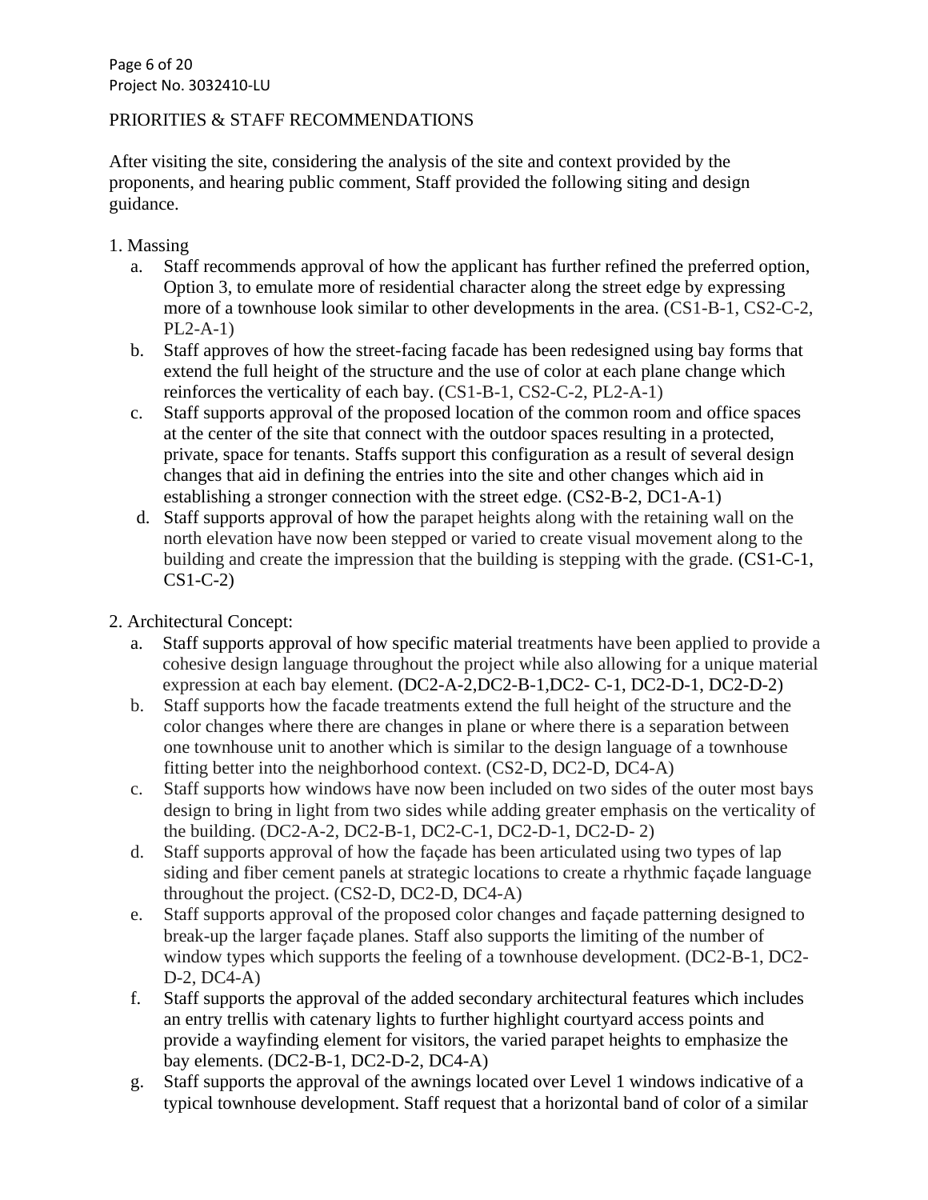PRIORITIES & STAFF RECOMMENDATIONS

After visiting the site, considering the analysis of the site and context provided by the proponents, and hearing public comment, Staff provided the following siting and design guidance.

1. Massing
   a. Staff recommends approval of how the applicant has further refined the preferred option, Option 3, to emulate more of residential character along the street edge by expressing more of a townhouse look similar to other developments in the area. (CS1-B-1, CS2-C-2, PL2-A-1)
   b. Staff approves of how the street-facing facade has been redesigned using bay forms that extend the full height of the structure and the use of color at each plane change which reinforces the verticality of each bay. (CS1-B-1, CS2-C-2, PL2-A-1)
   c. Staff supports approval of the proposed location of the common room and office spaces at the center of the site that connect with the outdoor spaces resulting in a protected, private, space for tenants. Staffs support this configuration as a result of several design changes that aid in defining the entries into the site and other changes which aid in establishing a stronger connection with the street edge. (CS2-B-2, DC1-A-1)
   d. Staff supports approval of how the parapet heights along with the retaining wall on the north elevation have now been stepped or varied to create visual movement along to the building and create the impression that the building is stepping with the grade. (CS1-C-1, CS1-C-2)

2. Architectural Concept:
   a. Staff supports approval of how specific material treatments have been applied to provide a cohesive design language throughout the project while also allowing for a unique material expression at each bay element. (DC2-A-2,DC2-B-1,DC2- C-1, DC2-D-1, DC2-D-2)
   b. Staff supports how the facade treatments extend the full height of the structure and the color changes where there are changes in plane or where there is a separation between one townhouse unit to another which is similar to the design language of a townhouse fitting better into the neighborhood context. (CS2-D, DC2-D, DC4-A)
   c. Staff supports how windows have now been included on two sides of the outer most bays design to bring in light from two sides while adding greater emphasis on the verticality of the building. (DC2-A-2, DC2-B-1, DC2-C-1, DC2-D-1, DC2-D- 2)
   d. Staff supports approval of how the façade has been articulated using two types of lap siding and fiber cement panels at strategic locations to create a rhythmic façade language throughout the project. (CS2-D, DC2-D, DC4-A)
   e. Staff supports approval of the proposed color changes and façade patterning designed to break-up the larger façade planes. Staff also supports the limiting of the number of window types which supports the feeling of a townhouse development. (DC2-B-1, DC2-D-2, DC4-A)
   f. Staff supports the approval of the added secondary architectural features which includes an entry trellis with catenary lights to further highlight courtyard access points and provide a wayfinding element for visitors, the varied parapet heights to emphasize the bay elements. (DC2-B-1, DC2-D-2, DC4-A)
   g. Staff supports the approval of the awnings located over Level 1 windows indicative of a typical townhouse development. Staff request that a horizontal band of color of a similar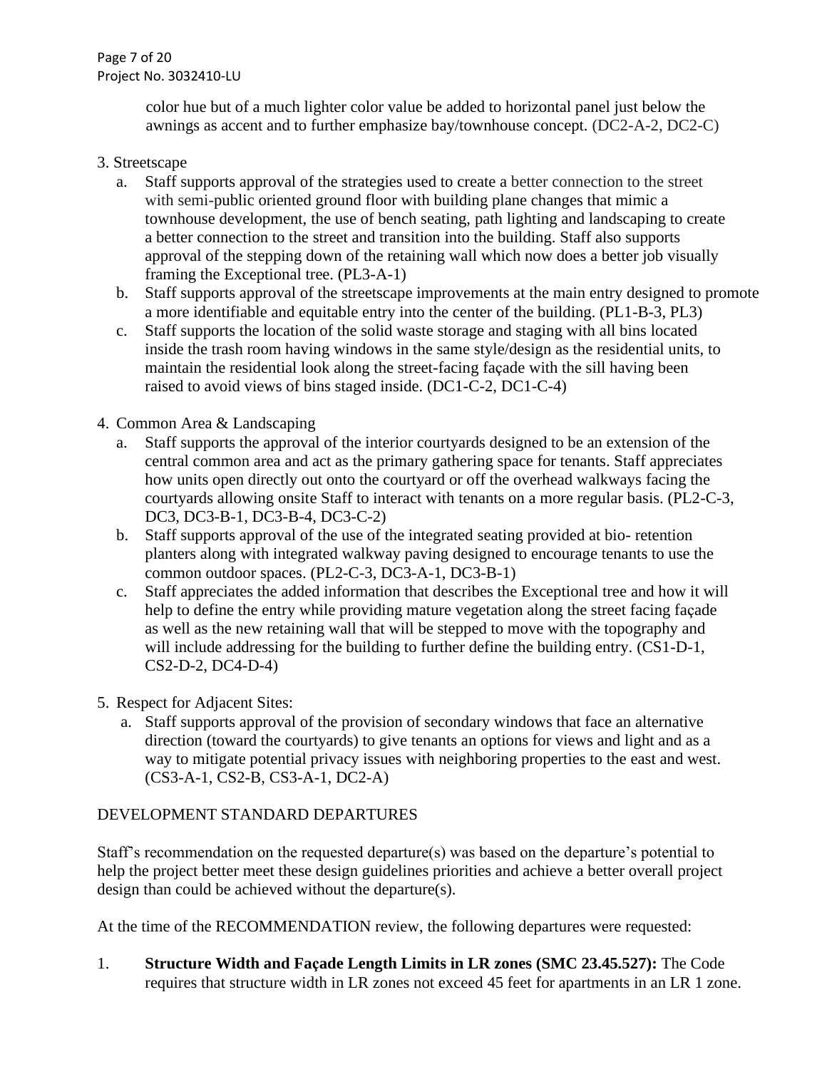color hue but of a much lighter color value be added to horizontal panel just below the awnings as accent and to further emphasize bay/townhouse concept. (DC2-A-2, DC2-C)

3. Streetscape
   a. Staff supports approval of the strategies used to create a better connection to the street with semi-public oriented ground floor with building plane changes that mimic a townhouse development, the use of bench seating, path lighting and landscaping to create a better connection to the street and transition into the building. Staff also supports approval of the stepping down of the retaining wall which now does a better job visually framing the Exceptional tree. (PL3-A-1)
   b. Staff supports approval of the streetscape improvements at the main entry designed to promote a more identifiable and equitable entry into the center of the building. (PL1-B-3, PL3)
   c. Staff supports the location of the solid waste storage and staging with all bins located inside the trash room having windows in the same style/design as the residential units, to maintain the residential look along the street-facing façade with the sill having been raised to avoid views of bins staged inside. (DC1-C-2, DC1-C-4)

4. Common Area & Landscaping
   a. Staff supports the approval of the interior courtyards designed to be an extension of the central common area and act as the primary gathering space for tenants. Staff appreciates how units open directly out onto the courtyard or off the overhead walkways facing the courtyards allowing onsite Staff to interact with tenants on a more regular basis. (PL2-C-3, DC3, DC3-B-1, DC3-B-4, DC3-C-2)
   b. Staff supports approval of the use of the integrated seating provided at bio- retention planters along with integrated walkway paving designed to encourage tenants to use the common outdoor spaces. (PL2-C-3, DC3-A-1, DC3-B-1)
   c. Staff appreciates the added information that describes the Exceptional tree and how it will help to define the entry while providing mature vegetation along the street facing façade as well as the new retaining wall that will be stepped to move with the topography and will include addressing for the building to further define the building entry. (CS1-D-1, CS2-D-2, DC4-D-4)

5. Respect for Adjacent Sites:
   a. Staff supports approval of the provision of secondary windows that face an alternative direction (toward the courtyards) to give tenants an options for views and light and as a way to mitigate potential privacy issues with neighboring properties to the east and west. (CS3-A-1, CS2-B, CS3-A-1, DC2-A)

DEVELOPMENT STANDARD DEPARTURES

Staff's recommendation on the requested departure(s) was based on the departure's potential to help the project better meet these design guidelines priorities and achieve a better overall project design than could be achieved without the departure(s).

At the time of the RECOMMENDATION review, the following departures were requested:

1. **Structure Width and Façade Length Limits in LR zones (SMC 23.45.527):** The Code requires that structure width in LR zones not exceed 45 feet for apartments in an LR 1 zone.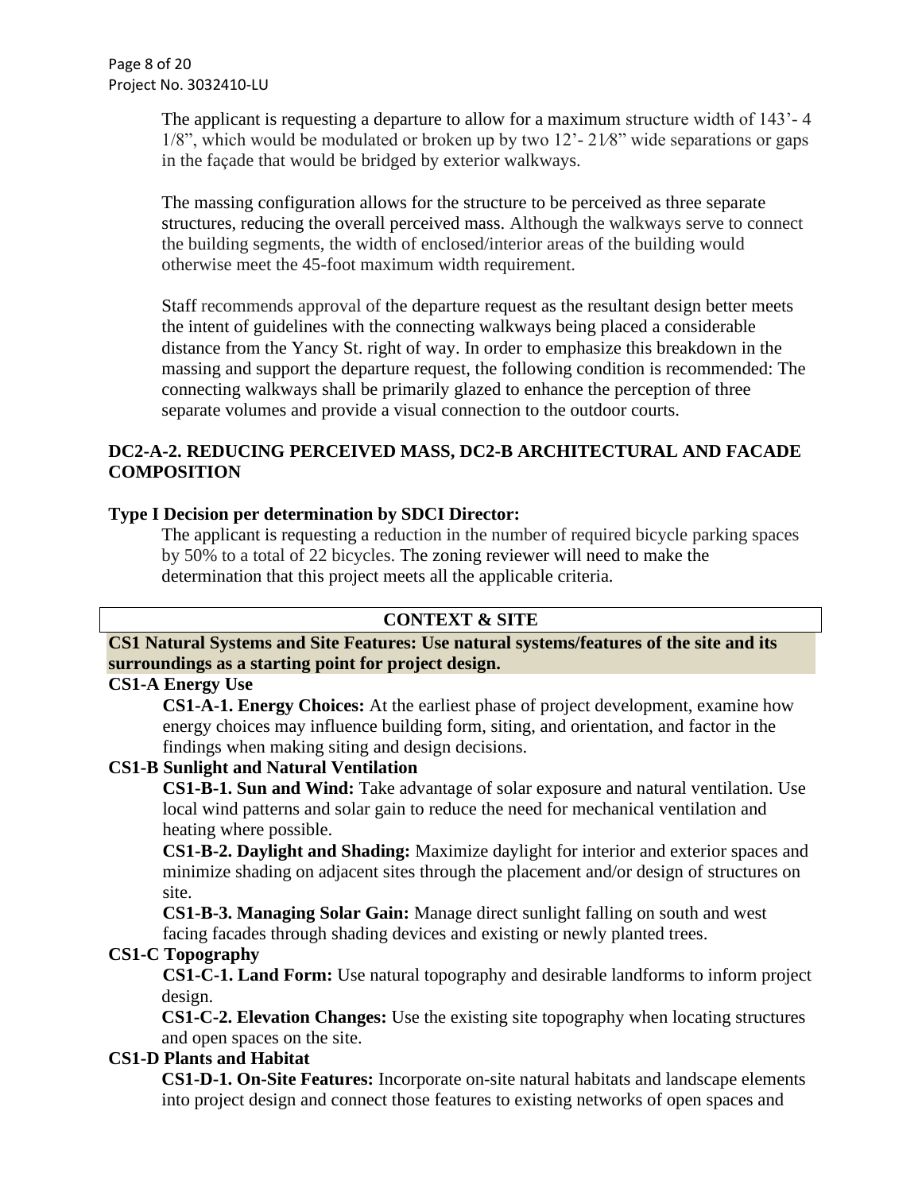The applicant is requesting a departure to allow for a maximum structure width of 143'- 4 1/8", which would be modulated or broken up by two 12'- 21⁄8" wide separations or gaps in the façade that would be bridged by exterior walkways.

The massing configuration allows for the structure to be perceived as three separate structures, reducing the overall perceived mass. Although the walkways serve to connect the building segments, the width of enclosed/interior areas of the building would otherwise meet the 45-foot maximum width requirement.

Staff recommends approval of the departure request as the resultant design better meets the intent of guidelines with the connecting walkways being placed a considerable distance from the Yancy St. right of way. In order to emphasize this breakdown in the massing and support the departure request, the following condition is recommended: The connecting walkways shall be primarily glazed to enhance the perception of three separate volumes and provide a visual connection to the outdoor courts.

**DC2-A-2. REDUCING PERCEIVED MASS, DC2-B ARCHITECTURAL AND FACADE COMPOSITION**

**Type I Decision per determination by SDCI Director:**

The applicant is requesting a reduction in the number of required bicycle parking spaces by 50% to a total of 22 bicycles. The zoning reviewer will need to make the determination that this project meets all the applicable criteria.

## CONTEXT & SITE

**CS1 Natural Systems and Site Features: Use natural systems/features of the site and its surroundings as a starting point for project design.**

**CS1-A Energy Use**

**CS1-A-1. Energy Choices:** At the earliest phase of project development, examine how energy choices may influence building form, siting, and orientation, and factor in the findings when making siting and design decisions.

**CS1-B Sunlight and Natural Ventilation**

**CS1-B-1. Sun and Wind:** Take advantage of solar exposure and natural ventilation. Use local wind patterns and solar gain to reduce the need for mechanical ventilation and heating where possible.

**CS1-B-2. Daylight and Shading:** Maximize daylight for interior and exterior spaces and minimize shading on adjacent sites through the placement and/or design of structures on site.

**CS1-B-3. Managing Solar Gain:** Manage direct sunlight falling on south and west facing facades through shading devices and existing or newly planted trees.

**CS1-C Topography**

**CS1-C-1. Land Form:** Use natural topography and desirable landforms to inform project design.

**CS1-C-2. Elevation Changes:** Use the existing site topography when locating structures and open spaces on the site.

**CS1-D Plants and Habitat**

**CS1-D-1. On-Site Features:** Incorporate on-site natural habitats and landscape elements into project design and connect those features to existing networks of open spaces and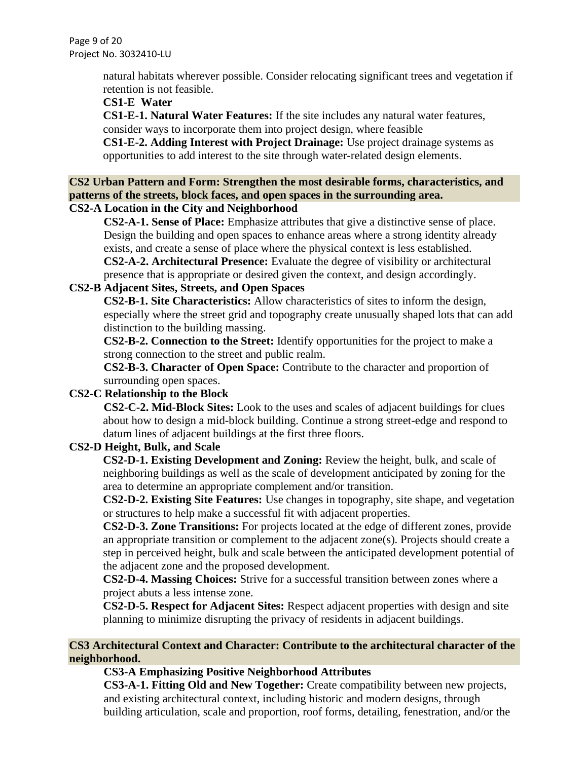natural habitats wherever possible. Consider relocating significant trees and vegetation if retention is not feasible.

**CS1-E Water**

**CS1-E-1. Natural Water Features:** If the site includes any natural water features, consider ways to incorporate them into project design, where feasible

**CS1-E-2. Adding Interest with Project Drainage:** Use project drainage systems as opportunities to add interest to the site through water-related design elements.

**CS2 Urban Pattern and Form: Strengthen the most desirable forms, characteristics, and patterns of the streets, block faces, and open spaces in the surrounding area.**

**CS2-A Location in the City and Neighborhood**

**CS2-A-1. Sense of Place:** Emphasize attributes that give a distinctive sense of place. Design the building and open spaces to enhance areas where a strong identity already exists, and create a sense of place where the physical context is less established.

**CS2-A-2. Architectural Presence:** Evaluate the degree of visibility or architectural presence that is appropriate or desired given the context, and design accordingly.

**CS2-B Adjacent Sites, Streets, and Open Spaces**

**CS2-B-1. Site Characteristics:** Allow characteristics of sites to inform the design, especially where the street grid and topography create unusually shaped lots that can add distinction to the building massing.

**CS2-B-2. Connection to the Street:** Identify opportunities for the project to make a strong connection to the street and public realm.

**CS2-B-3. Character of Open Space:** Contribute to the character and proportion of surrounding open spaces.

**CS2-C Relationship to the Block**

**CS2-C-2. Mid-Block Sites:** Look to the uses and scales of adjacent buildings for clues about how to design a mid-block building. Continue a strong street-edge and respond to datum lines of adjacent buildings at the first three floors.

**CS2-D Height, Bulk, and Scale**

**CS2-D-1. Existing Development and Zoning:** Review the height, bulk, and scale of neighboring buildings as well as the scale of development anticipated by zoning for the area to determine an appropriate complement and/or transition.

**CS2-D-2. Existing Site Features:** Use changes in topography, site shape, and vegetation or structures to help make a successful fit with adjacent properties.

**CS2-D-3. Zone Transitions:** For projects located at the edge of different zones, provide an appropriate transition or complement to the adjacent zone(s). Projects should create a step in perceived height, bulk and scale between the anticipated development potential of the adjacent zone and the proposed development.

**CS2-D-4. Massing Choices:** Strive for a successful transition between zones where a project abuts a less intense zone.

**CS2-D-5. Respect for Adjacent Sites:** Respect adjacent properties with design and site planning to minimize disrupting the privacy of residents in adjacent buildings.

**CS3 Architectural Context and Character: Contribute to the architectural character of the neighborhood.**

**CS3-A Emphasizing Positive Neighborhood Attributes**

**CS3-A-1. Fitting Old and New Together:** Create compatibility between new projects, and existing architectural context, including historic and modern designs, through building articulation, scale and proportion, roof forms, detailing, fenestration, and/or the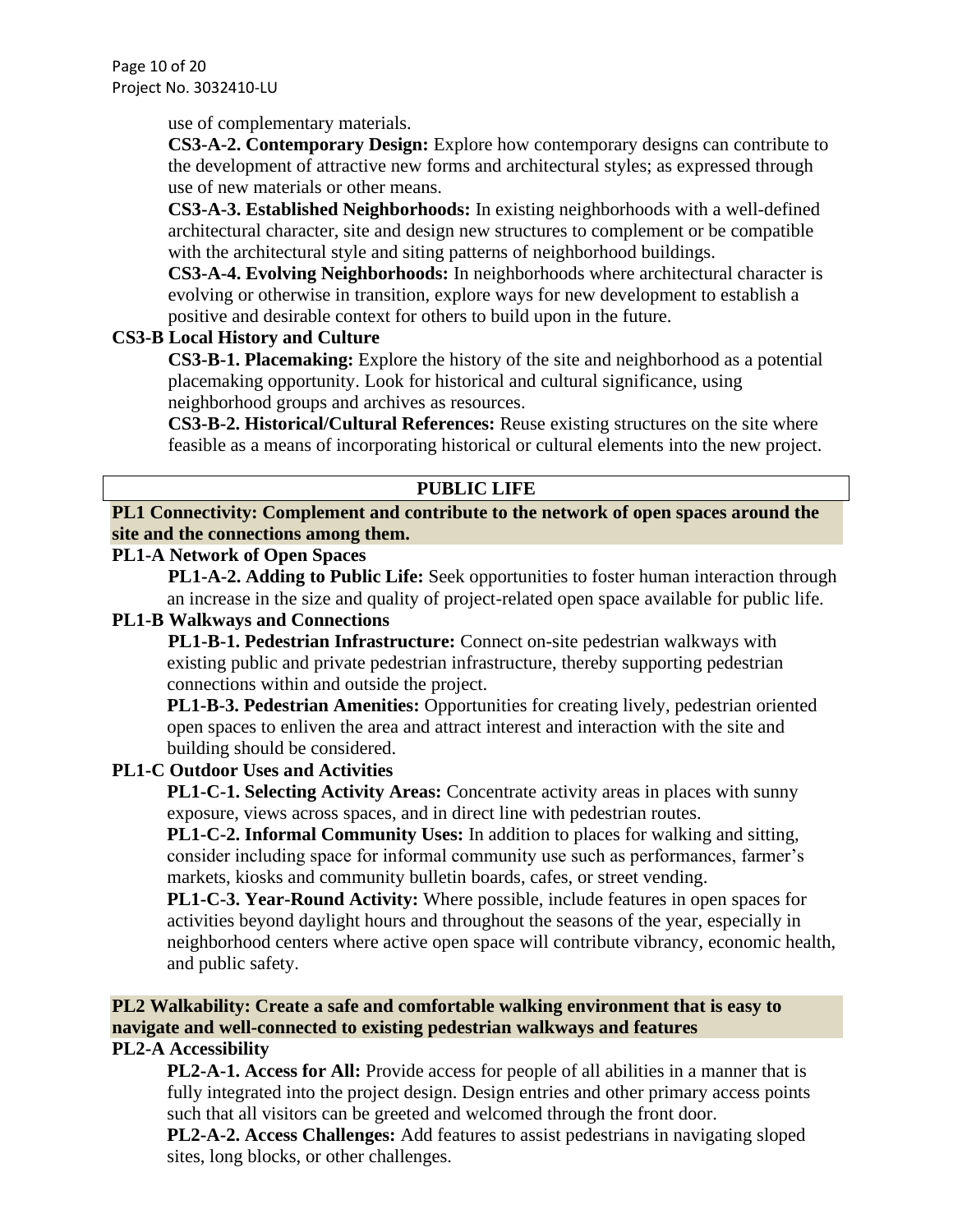use of complementary materials.

**CS3-A-2. Contemporary Design:** Explore how contemporary designs can contribute to the development of attractive new forms and architectural styles; as expressed through use of new materials or other means.

**CS3-A-3. Established Neighborhoods:** In existing neighborhoods with a well-defined architectural character, site and design new structures to complement or be compatible with the architectural style and siting patterns of neighborhood buildings.

**CS3-A-4. Evolving Neighborhoods:** In neighborhoods where architectural character is evolving or otherwise in transition, explore ways for new development to establish a positive and desirable context for others to build upon in the future.

**CS3-B Local History and Culture**

**CS3-B-1. Placemaking:** Explore the history of the site and neighborhood as a potential placemaking opportunity. Look for historical and cultural significance, using neighborhood groups and archives as resources.

**CS3-B-2. Historical/Cultural References:** Reuse existing structures on the site where feasible as a means of incorporating historical or cultural elements into the new project.

## PUBLIC LIFE

**PL1 Connectivity: Complement and contribute to the network of open spaces around the site and the connections among them.**

**PL1-A Network of Open Spaces**

**PL1-A-2. Adding to Public Life:** Seek opportunities to foster human interaction through an increase in the size and quality of project-related open space available for public life.

**PL1-B Walkways and Connections**

**PL1-B-1. Pedestrian Infrastructure:** Connect on-site pedestrian walkways with existing public and private pedestrian infrastructure, thereby supporting pedestrian connections within and outside the project.

**PL1-B-3. Pedestrian Amenities:** Opportunities for creating lively, pedestrian oriented open spaces to enliven the area and attract interest and interaction with the site and building should be considered.

**PL1-C Outdoor Uses and Activities**

**PL1-C-1. Selecting Activity Areas:** Concentrate activity areas in places with sunny exposure, views across spaces, and in direct line with pedestrian routes.

**PL1-C-2. Informal Community Uses:** In addition to places for walking and sitting, consider including space for informal community use such as performances, farmer's markets, kiosks and community bulletin boards, cafes, or street vending.

**PL1-C-3. Year-Round Activity:** Where possible, include features in open spaces for activities beyond daylight hours and throughout the seasons of the year, especially in neighborhood centers where active open space will contribute vibrancy, economic health, and public safety.

**PL2 Walkability: Create a safe and comfortable walking environment that is easy to navigate and well-connected to existing pedestrian walkways and features**

**PL2-A Accessibility**

**PL2-A-1. Access for All:** Provide access for people of all abilities in a manner that is fully integrated into the project design. Design entries and other primary access points such that all visitors can be greeted and welcomed through the front door.

**PL2-A-2. Access Challenges:** Add features to assist pedestrians in navigating sloped sites, long blocks, or other challenges.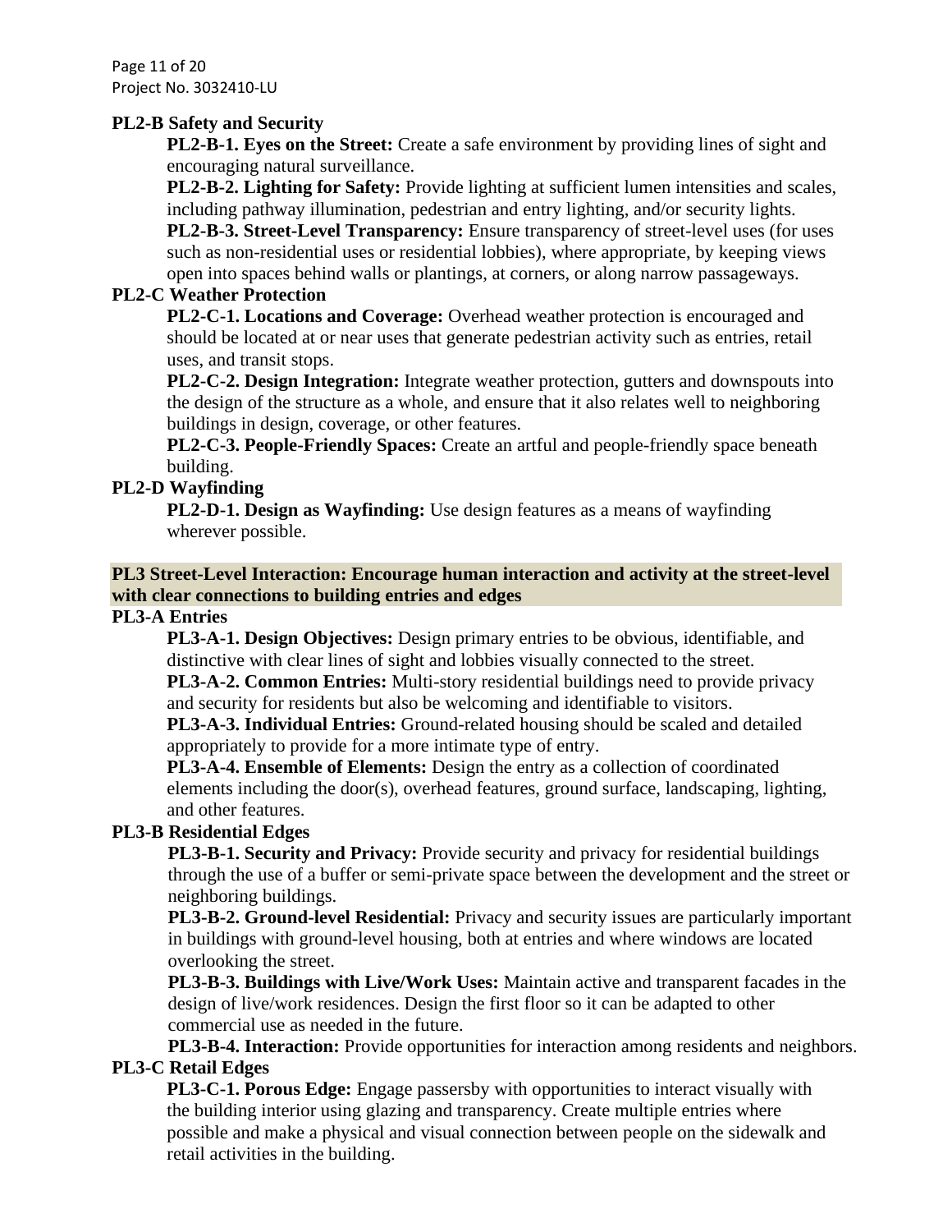**PL2-B Safety and Security**

**PL2-B-1. Eyes on the Street:** Create a safe environment by providing lines of sight and encouraging natural surveillance.

**PL2-B-2. Lighting for Safety:** Provide lighting at sufficient lumen intensities and scales, including pathway illumination, pedestrian and entry lighting, and/or security lights.

**PL2-B-3. Street-Level Transparency:** Ensure transparency of street-level uses (for uses such as non-residential uses or residential lobbies), where appropriate, by keeping views open into spaces behind walls or plantings, at corners, or along narrow passageways.

**PL2-C Weather Protection**

**PL2-C-1. Locations and Coverage:** Overhead weather protection is encouraged and should be located at or near uses that generate pedestrian activity such as entries, retail uses, and transit stops.

**PL2-C-2. Design Integration:** Integrate weather protection, gutters and downspouts into the design of the structure as a whole, and ensure that it also relates well to neighboring buildings in design, coverage, or other features.

**PL2-C-3. People-Friendly Spaces:** Create an artful and people-friendly space beneath building.

**PL2-D Wayfinding**

**PL2-D-1. Design as Wayfinding:** Use design features as a means of wayfinding wherever possible.

**PL3 Street-Level Interaction: Encourage human interaction and activity at the street-level with clear connections to building entries and edges**

**PL3-A Entries**

**PL3-A-1. Design Objectives:** Design primary entries to be obvious, identifiable, and distinctive with clear lines of sight and lobbies visually connected to the street.

**PL3-A-2. Common Entries:** Multi-story residential buildings need to provide privacy and security for residents but also be welcoming and identifiable to visitors.

**PL3-A-3. Individual Entries:** Ground-related housing should be scaled and detailed appropriately to provide for a more intimate type of entry.

**PL3-A-4. Ensemble of Elements:** Design the entry as a collection of coordinated elements including the door(s), overhead features, ground surface, landscaping, lighting, and other features.

**PL3-B Residential Edges**

**PL3-B-1. Security and Privacy:** Provide security and privacy for residential buildings through the use of a buffer or semi-private space between the development and the street or neighboring buildings.

**PL3-B-2. Ground-level Residential:** Privacy and security issues are particularly important in buildings with ground-level housing, both at entries and where windows are located overlooking the street.

**PL3-B-3. Buildings with Live/Work Uses:** Maintain active and transparent facades in the design of live/work residences. Design the first floor so it can be adapted to other commercial use as needed in the future.

**PL3-B-4. Interaction:** Provide opportunities for interaction among residents and neighbors.

**PL3-C Retail Edges**

**PL3-C-1. Porous Edge:** Engage passersby with opportunities to interact visually with the building interior using glazing and transparency. Create multiple entries where possible and make a physical and visual connection between people on the sidewalk and retail activities in the building.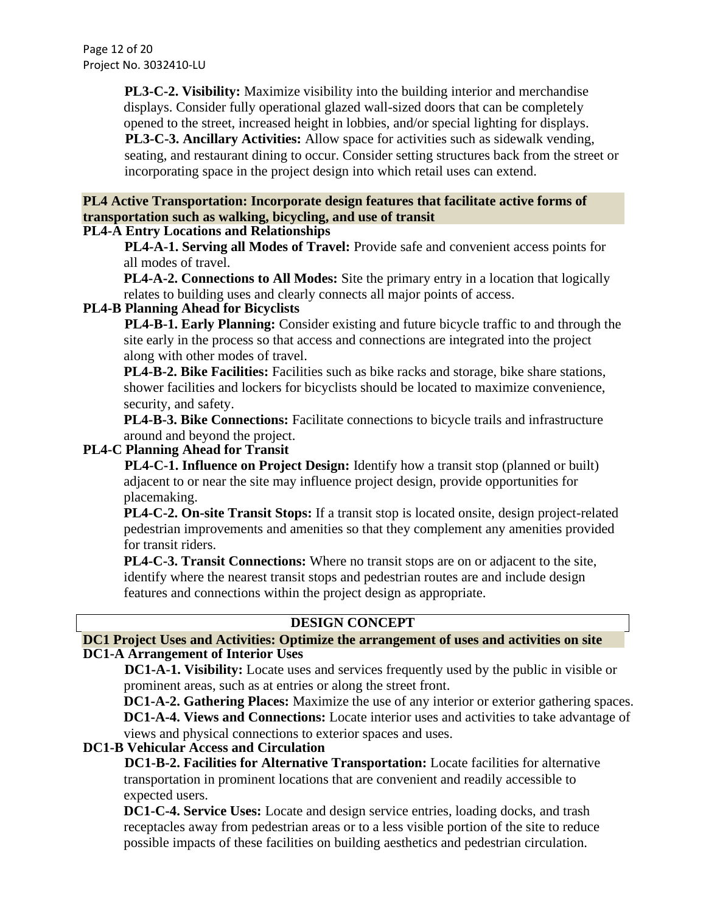**PL3-C-2. Visibility:** Maximize visibility into the building interior and merchandise displays. Consider fully operational glazed wall-sized doors that can be completely opened to the street, increased height in lobbies, and/or special lighting for displays.

**PL3-C-3. Ancillary Activities:** Allow space for activities such as sidewalk vending, seating, and restaurant dining to occur. Consider setting structures back from the street or incorporating space in the project design into which retail uses can extend.

### PL4 Active Transportation: Incorporate design features that facilitate active forms of transportation such as walking, bicycling, and use of transit

#### PL4-A Entry Locations and Relationships

**PL4-A-1. Serving all Modes of Travel:** Provide safe and convenient access points for all modes of travel.

**PL4-A-2. Connections to All Modes:** Site the primary entry in a location that logically relates to building uses and clearly connects all major points of access.

#### PL4-B Planning Ahead for Bicyclists

**PL4-B-1. Early Planning:** Consider existing and future bicycle traffic to and through the site early in the process so that access and connections are integrated into the project along with other modes of travel.

**PL4-B-2. Bike Facilities:** Facilities such as bike racks and storage, bike share stations, shower facilities and lockers for bicyclists should be located to maximize convenience, security, and safety.

**PL4-B-3. Bike Connections:** Facilitate connections to bicycle trails and infrastructure around and beyond the project.

#### PL4-C Planning Ahead for Transit

**PL4-C-1. Influence on Project Design:** Identify how a transit stop (planned or built) adjacent to or near the site may influence project design, provide opportunities for placemaking.

**PL4-C-2. On-site Transit Stops:** If a transit stop is located onsite, design project-related pedestrian improvements and amenities so that they complement any amenities provided for transit riders.

**PL4-C-3. Transit Connections:** Where no transit stops are on or adjacent to the site, identify where the nearest transit stops and pedestrian routes are and include design features and connections within the project design as appropriate.

## DESIGN CONCEPT

### DC1 Project Uses and Activities: Optimize the arrangement of uses and activities on site

#### DC1-A Arrangement of Interior Uses

**DC1-A-1. Visibility:** Locate uses and services frequently used by the public in visible or prominent areas, such as at entries or along the street front.

**DC1-A-2. Gathering Places:** Maximize the use of any interior or exterior gathering spaces.

**DC1-A-4. Views and Connections:** Locate interior uses and activities to take advantage of views and physical connections to exterior spaces and uses.

#### DC1-B Vehicular Access and Circulation

**DC1-B-2. Facilities for Alternative Transportation:** Locate facilities for alternative transportation in prominent locations that are convenient and readily accessible to expected users.

**DC1-C-4. Service Uses:** Locate and design service entries, loading docks, and trash receptacles away from pedestrian areas or to a less visible portion of the site to reduce possible impacts of these facilities on building aesthetics and pedestrian circulation.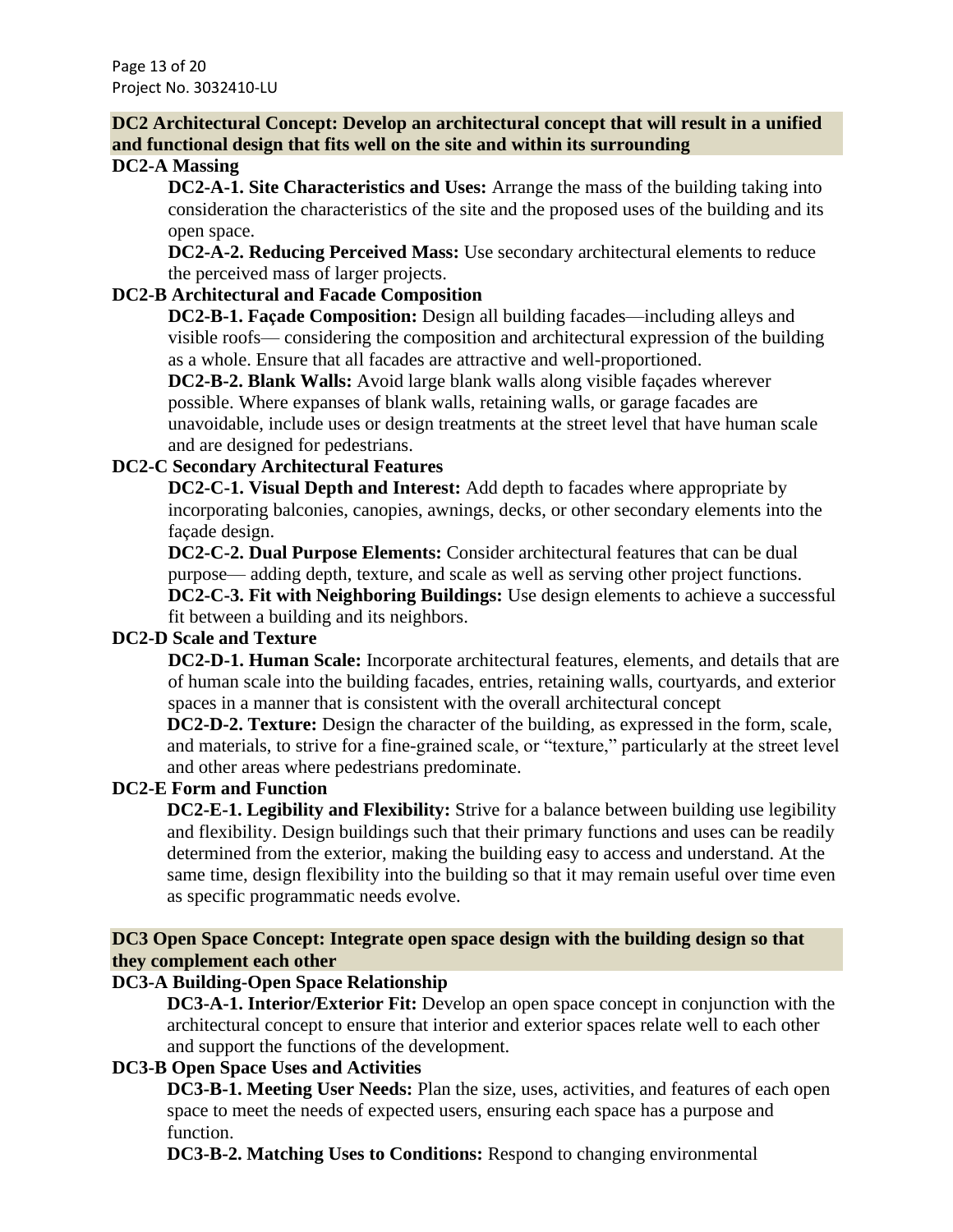## DC2 Architectural Concept: Develop an architectural concept that will result in a unified and functional design that fits well on the site and within its surrounding

### DC2-A Massing

**DC2-A-1. Site Characteristics and Uses:** Arrange the mass of the building taking into consideration the characteristics of the site and the proposed uses of the building and its open space.

**DC2-A-2. Reducing Perceived Mass:** Use secondary architectural elements to reduce the perceived mass of larger projects.

### DC2-B Architectural and Facade Composition

**DC2-B-1. Façade Composition:** Design all building facades—including alleys and visible roofs— considering the composition and architectural expression of the building as a whole. Ensure that all facades are attractive and well-proportioned.

**DC2-B-2. Blank Walls:** Avoid large blank walls along visible façades wherever possible. Where expanses of blank walls, retaining walls, or garage facades are unavoidable, include uses or design treatments at the street level that have human scale and are designed for pedestrians.

### DC2-C Secondary Architectural Features

**DC2-C-1. Visual Depth and Interest:** Add depth to facades where appropriate by incorporating balconies, canopies, awnings, decks, or other secondary elements into the façade design.

**DC2-C-2. Dual Purpose Elements:** Consider architectural features that can be dual purpose— adding depth, texture, and scale as well as serving other project functions.

**DC2-C-3. Fit with Neighboring Buildings:** Use design elements to achieve a successful fit between a building and its neighbors.

### DC2-D Scale and Texture

**DC2-D-1. Human Scale:** Incorporate architectural features, elements, and details that are of human scale into the building facades, entries, retaining walls, courtyards, and exterior spaces in a manner that is consistent with the overall architectural concept

**DC2-D-2. Texture:** Design the character of the building, as expressed in the form, scale, and materials, to strive for a fine-grained scale, or "texture," particularly at the street level and other areas where pedestrians predominate.

### DC2-E Form and Function

**DC2-E-1. Legibility and Flexibility:** Strive for a balance between building use legibility and flexibility. Design buildings such that their primary functions and uses can be readily determined from the exterior, making the building easy to access and understand. At the same time, design flexibility into the building so that it may remain useful over time even as specific programmatic needs evolve.

## DC3 Open Space Concept: Integrate open space design with the building design so that they complement each other

### DC3-A Building-Open Space Relationship

**DC3-A-1. Interior/Exterior Fit:** Develop an open space concept in conjunction with the architectural concept to ensure that interior and exterior spaces relate well to each other and support the functions of the development.

### DC3-B Open Space Uses and Activities

**DC3-B-1. Meeting User Needs:** Plan the size, uses, activities, and features of each open space to meet the needs of expected users, ensuring each space has a purpose and function.

**DC3-B-2. Matching Uses to Conditions:** Respond to changing environmental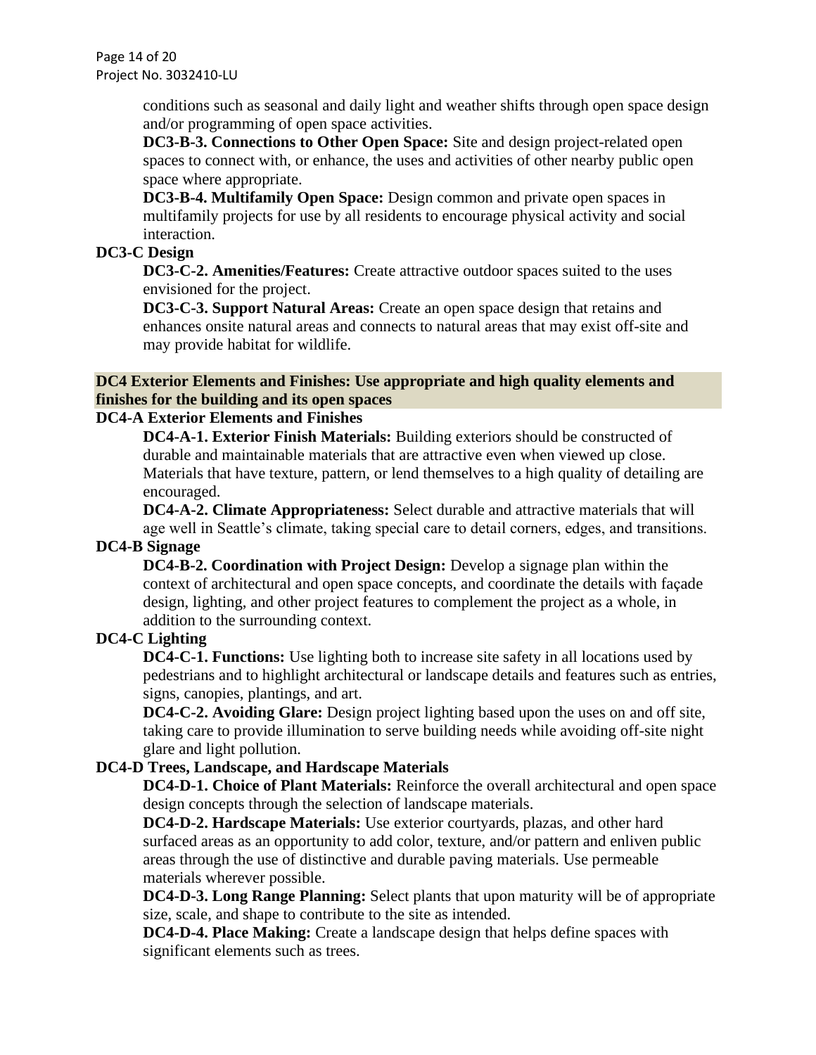conditions such as seasonal and daily light and weather shifts through open space design and/or programming of open space activities.

**DC3-B-3. Connections to Other Open Space:** Site and design project-related open spaces to connect with, or enhance, the uses and activities of other nearby public open space where appropriate.

**DC3-B-4. Multifamily Open Space:** Design common and private open spaces in multifamily projects for use by all residents to encourage physical activity and social interaction.

**DC3-C Design**

**DC3-C-2. Amenities/Features:** Create attractive outdoor spaces suited to the uses envisioned for the project.

**DC3-C-3. Support Natural Areas:** Create an open space design that retains and enhances onsite natural areas and connects to natural areas that may exist off-site and may provide habitat for wildlife.

**DC4 Exterior Elements and Finishes: Use appropriate and high quality elements and finishes for the building and its open spaces**

**DC4-A Exterior Elements and Finishes**

**DC4-A-1. Exterior Finish Materials:** Building exteriors should be constructed of durable and maintainable materials that are attractive even when viewed up close. Materials that have texture, pattern, or lend themselves to a high quality of detailing are encouraged.

**DC4-A-2. Climate Appropriateness:** Select durable and attractive materials that will age well in Seattle's climate, taking special care to detail corners, edges, and transitions.

**DC4-B Signage**

**DC4-B-2. Coordination with Project Design:** Develop a signage plan within the context of architectural and open space concepts, and coordinate the details with façade design, lighting, and other project features to complement the project as a whole, in addition to the surrounding context.

**DC4-C Lighting**

**DC4-C-1. Functions:** Use lighting both to increase site safety in all locations used by pedestrians and to highlight architectural or landscape details and features such as entries, signs, canopies, plantings, and art.

**DC4-C-2. Avoiding Glare:** Design project lighting based upon the uses on and off site, taking care to provide illumination to serve building needs while avoiding off-site night glare and light pollution.

**DC4-D Trees, Landscape, and Hardscape Materials**

**DC4-D-1. Choice of Plant Materials:** Reinforce the overall architectural and open space design concepts through the selection of landscape materials.

**DC4-D-2. Hardscape Materials:** Use exterior courtyards, plazas, and other hard surfaced areas as an opportunity to add color, texture, and/or pattern and enliven public areas through the use of distinctive and durable paving materials. Use permeable materials wherever possible.

**DC4-D-3. Long Range Planning:** Select plants that upon maturity will be of appropriate size, scale, and shape to contribute to the site as intended.

**DC4-D-4. Place Making:** Create a landscape design that helps define spaces with significant elements such as trees.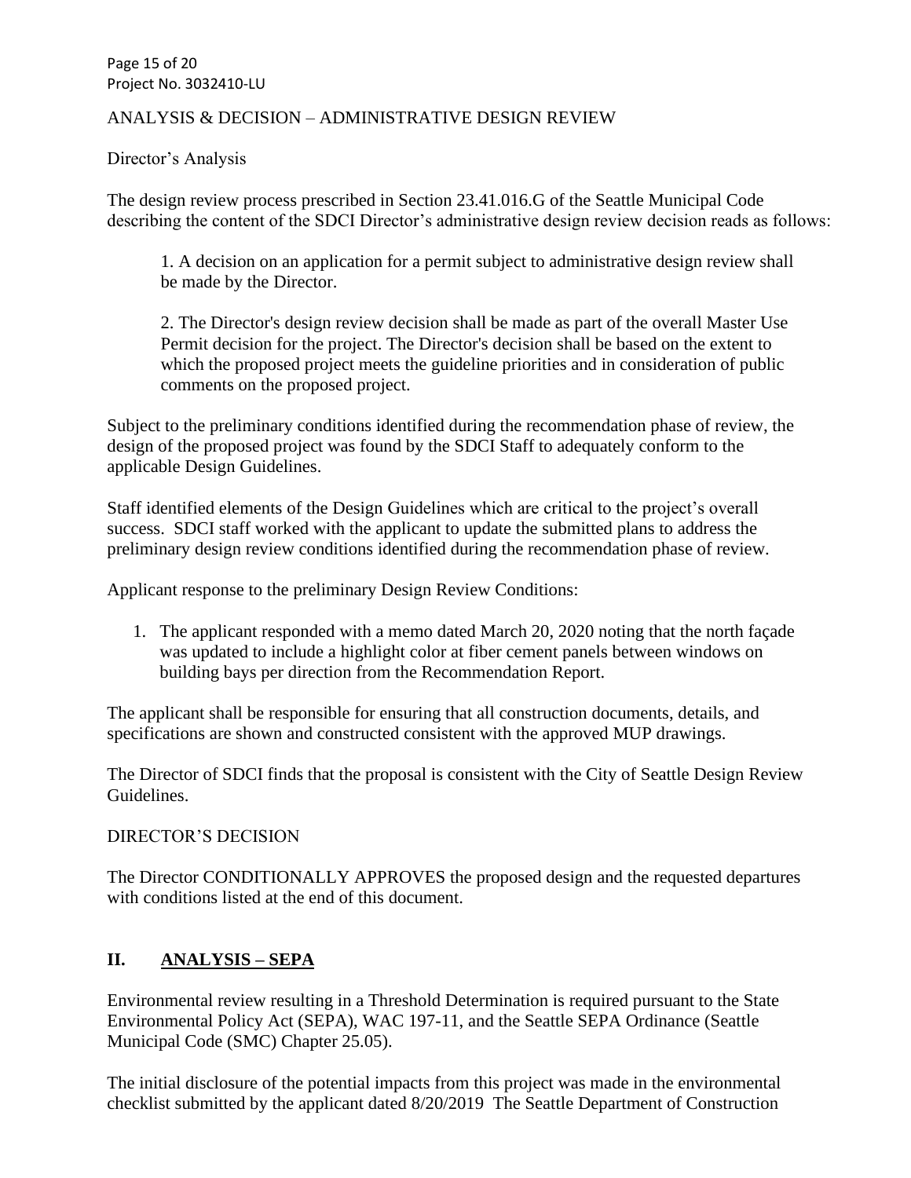ANALYSIS & DECISION – ADMINISTRATIVE DESIGN REVIEW

Director's Analysis

The design review process prescribed in Section 23.41.016.G of the Seattle Municipal Code describing the content of the SDCI Director's administrative design review decision reads as follows:

> 1. A decision on an application for a permit subject to administrative design review shall be made by the Director.
>
> 2. The Director's design review decision shall be made as part of the overall Master Use Permit decision for the project. The Director's decision shall be based on the extent to which the proposed project meets the guideline priorities and in consideration of public comments on the proposed project.

Subject to the preliminary conditions identified during the recommendation phase of review, the design of the proposed project was found by the SDCI Staff to adequately conform to the applicable Design Guidelines.

Staff identified elements of the Design Guidelines which are critical to the project's overall success. SDCI staff worked with the applicant to update the submitted plans to address the preliminary design review conditions identified during the recommendation phase of review.

Applicant response to the preliminary Design Review Conditions:

1. The applicant responded with a memo dated March 20, 2020 noting that the north façade was updated to include a highlight color at fiber cement panels between windows on building bays per direction from the Recommendation Report.

The applicant shall be responsible for ensuring that all construction documents, details, and specifications are shown and constructed consistent with the approved MUP drawings.

The Director of SDCI finds that the proposal is consistent with the City of Seattle Design Review Guidelines.

DIRECTOR'S DECISION

The Director CONDITIONALLY APPROVES the proposed design and the requested departures with conditions listed at the end of this document.

## II. ANALYSIS – SEPA

Environmental review resulting in a Threshold Determination is required pursuant to the State Environmental Policy Act (SEPA), WAC 197-11, and the Seattle SEPA Ordinance (Seattle Municipal Code (SMC) Chapter 25.05).

The initial disclosure of the potential impacts from this project was made in the environmental checklist submitted by the applicant dated 8/20/2019 The Seattle Department of Construction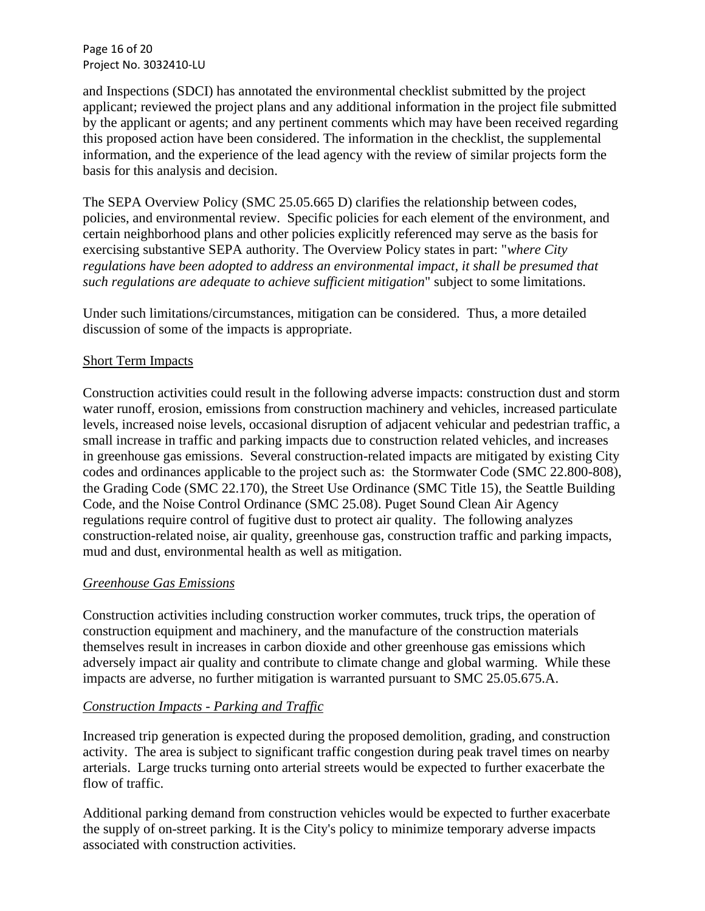and Inspections (SDCI) has annotated the environmental checklist submitted by the project applicant; reviewed the project plans and any additional information in the project file submitted by the applicant or agents; and any pertinent comments which may have been received regarding this proposed action have been considered. The information in the checklist, the supplemental information, and the experience of the lead agency with the review of similar projects form the basis for this analysis and decision.

The SEPA Overview Policy (SMC 25.05.665 D) clarifies the relationship between codes, policies, and environmental review. Specific policies for each element of the environment, and certain neighborhood plans and other policies explicitly referenced may serve as the basis for exercising substantive SEPA authority. The Overview Policy states in part: "*where City regulations have been adopted to address an environmental impact, it shall be presumed that such regulations are adequate to achieve sufficient mitigation*" subject to some limitations.

Under such limitations/circumstances, mitigation can be considered. Thus, a more detailed discussion of some of the impacts is appropriate.

<u>Short Term Impacts</u>

Construction activities could result in the following adverse impacts: construction dust and storm water runoff, erosion, emissions from construction machinery and vehicles, increased particulate levels, increased noise levels, occasional disruption of adjacent vehicular and pedestrian traffic, a small increase in traffic and parking impacts due to construction related vehicles, and increases in greenhouse gas emissions. Several construction-related impacts are mitigated by existing City codes and ordinances applicable to the project such as: the Stormwater Code (SMC 22.800-808), the Grading Code (SMC 22.170), the Street Use Ordinance (SMC Title 15), the Seattle Building Code, and the Noise Control Ordinance (SMC 25.08). Puget Sound Clean Air Agency regulations require control of fugitive dust to protect air quality. The following analyzes construction-related noise, air quality, greenhouse gas, construction traffic and parking impacts, mud and dust, environmental health as well as mitigation.

*<u>Greenhouse Gas Emissions</u>*

Construction activities including construction worker commutes, truck trips, the operation of construction equipment and machinery, and the manufacture of the construction materials themselves result in increases in carbon dioxide and other greenhouse gas emissions which adversely impact air quality and contribute to climate change and global warming. While these impacts are adverse, no further mitigation is warranted pursuant to SMC 25.05.675.A.

*<u>Construction Impacts - Parking and Traffic</u>*

Increased trip generation is expected during the proposed demolition, grading, and construction activity. The area is subject to significant traffic congestion during peak travel times on nearby arterials. Large trucks turning onto arterial streets would be expected to further exacerbate the flow of traffic.

Additional parking demand from construction vehicles would be expected to further exacerbate the supply of on-street parking. It is the City's policy to minimize temporary adverse impacts associated with construction activities.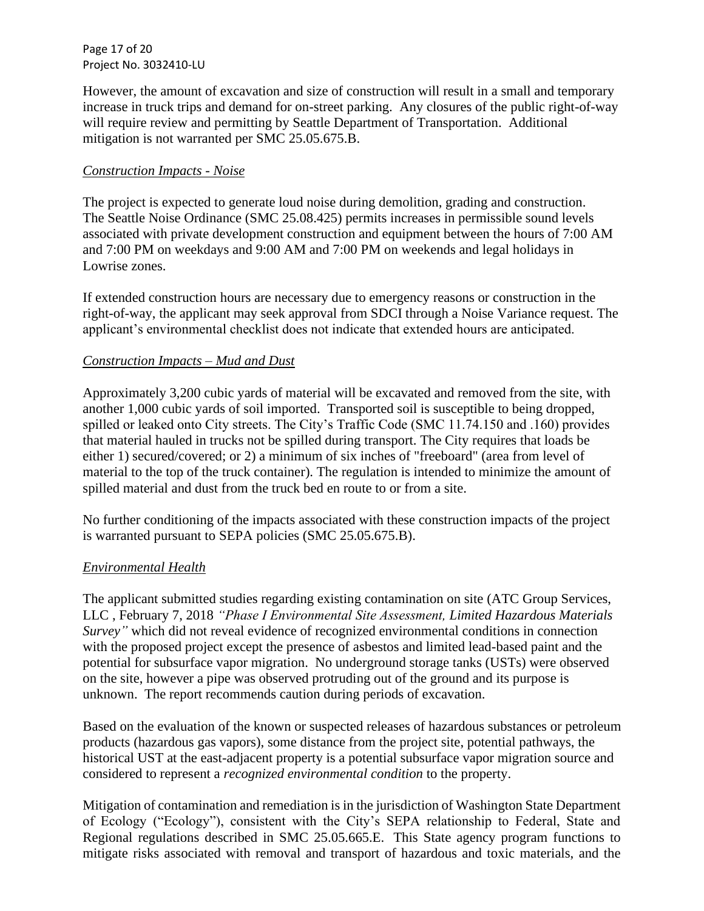However, the amount of excavation and size of construction will result in a small and temporary increase in truck trips and demand for on-street parking. Any closures of the public right-of-way will require review and permitting by Seattle Department of Transportation. Additional mitigation is not warranted per SMC 25.05.675.B.

*Construction Impacts - Noise*

The project is expected to generate loud noise during demolition, grading and construction. The Seattle Noise Ordinance (SMC 25.08.425) permits increases in permissible sound levels associated with private development construction and equipment between the hours of 7:00 AM and 7:00 PM on weekdays and 9:00 AM and 7:00 PM on weekends and legal holidays in Lowrise zones.

If extended construction hours are necessary due to emergency reasons or construction in the right-of-way, the applicant may seek approval from SDCI through a Noise Variance request. The applicant's environmental checklist does not indicate that extended hours are anticipated.

*Construction Impacts – Mud and Dust*

Approximately 3,200 cubic yards of material will be excavated and removed from the site, with another 1,000 cubic yards of soil imported. Transported soil is susceptible to being dropped, spilled or leaked onto City streets. The City's Traffic Code (SMC 11.74.150 and .160) provides that material hauled in trucks not be spilled during transport. The City requires that loads be either 1) secured/covered; or 2) a minimum of six inches of "freeboard" (area from level of material to the top of the truck container). The regulation is intended to minimize the amount of spilled material and dust from the truck bed en route to or from a site.

No further conditioning of the impacts associated with these construction impacts of the project is warranted pursuant to SEPA policies (SMC 25.05.675.B).

*Environmental Health*

The applicant submitted studies regarding existing contamination on site (ATC Group Services, LLC , February 7, 2018 *"Phase I Environmental Site Assessment, Limited Hazardous Materials Survey"* which did not reveal evidence of recognized environmental conditions in connection with the proposed project except the presence of asbestos and limited lead-based paint and the potential for subsurface vapor migration. No underground storage tanks (USTs) were observed on the site, however a pipe was observed protruding out of the ground and its purpose is unknown. The report recommends caution during periods of excavation.

Based on the evaluation of the known or suspected releases of hazardous substances or petroleum products (hazardous gas vapors), some distance from the project site, potential pathways, the historical UST at the east-adjacent property is a potential subsurface vapor migration source and considered to represent a *recognized environmental condition* to the property.

Mitigation of contamination and remediation is in the jurisdiction of Washington State Department of Ecology ("Ecology"), consistent with the City's SEPA relationship to Federal, State and Regional regulations described in SMC 25.05.665.E. This State agency program functions to mitigate risks associated with removal and transport of hazardous and toxic materials, and the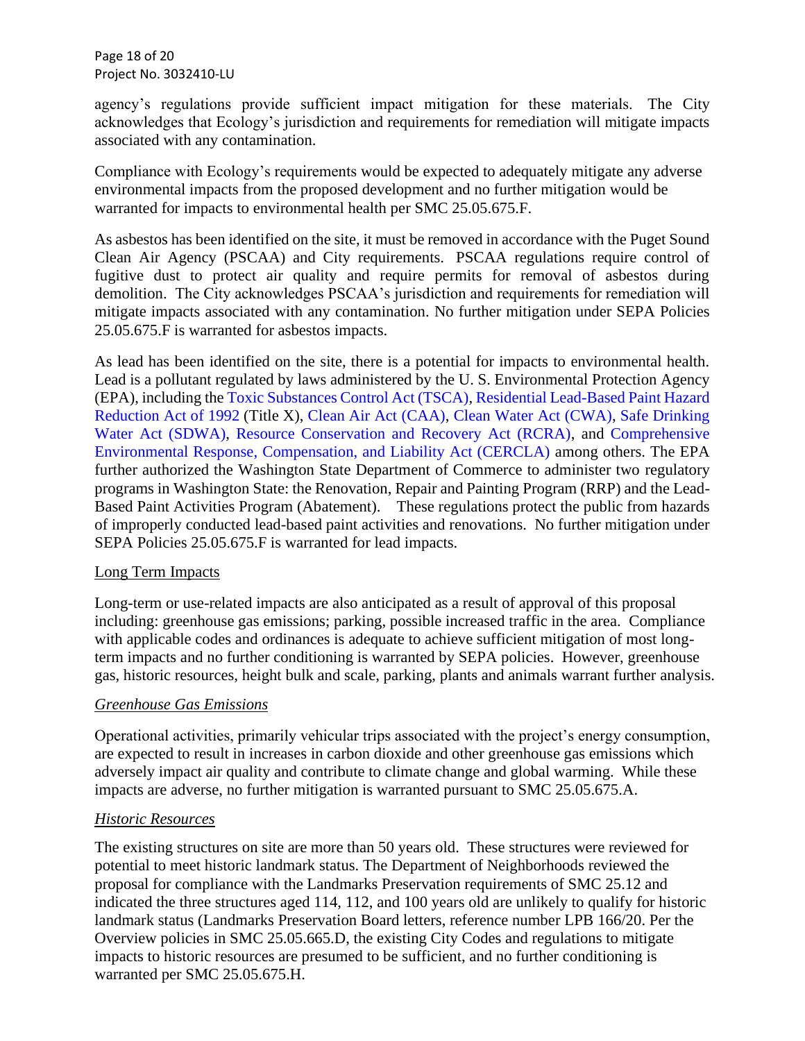agency's regulations provide sufficient impact mitigation for these materials. The City acknowledges that Ecology's jurisdiction and requirements for remediation will mitigate impacts associated with any contamination.

Compliance with Ecology's requirements would be expected to adequately mitigate any adverse environmental impacts from the proposed development and no further mitigation would be warranted for impacts to environmental health per SMC 25.05.675.F.

As asbestos has been identified on the site, it must be removed in accordance with the Puget Sound Clean Air Agency (PSCAA) and City requirements. PSCAA regulations require control of fugitive dust to protect air quality and require permits for removal of asbestos during demolition. The City acknowledges PSCAA's jurisdiction and requirements for remediation will mitigate impacts associated with any contamination. No further mitigation under SEPA Policies 25.05.675.F is warranted for asbestos impacts.

As lead has been identified on the site, there is a potential for impacts to environmental health. Lead is a pollutant regulated by laws administered by the U. S. Environmental Protection Agency (EPA), including the Toxic Substances Control Act (TSCA), Residential Lead-Based Paint Hazard Reduction Act of 1992 (Title X), Clean Air Act (CAA), Clean Water Act (CWA), Safe Drinking Water Act (SDWA), Resource Conservation and Recovery Act (RCRA), and Comprehensive Environmental Response, Compensation, and Liability Act (CERCLA) among others. The EPA further authorized the Washington State Department of Commerce to administer two regulatory programs in Washington State: the Renovation, Repair and Painting Program (RRP) and the Lead-Based Paint Activities Program (Abatement). These regulations protect the public from hazards of improperly conducted lead-based paint activities and renovations. No further mitigation under SEPA Policies 25.05.675.F is warranted for lead impacts.

Long Term Impacts

Long-term or use-related impacts are also anticipated as a result of approval of this proposal including: greenhouse gas emissions; parking, possible increased traffic in the area. Compliance with applicable codes and ordinances is adequate to achieve sufficient mitigation of most long-term impacts and no further conditioning is warranted by SEPA policies. However, greenhouse gas, historic resources, height bulk and scale, parking, plants and animals warrant further analysis.

*Greenhouse Gas Emissions*

Operational activities, primarily vehicular trips associated with the project's energy consumption, are expected to result in increases in carbon dioxide and other greenhouse gas emissions which adversely impact air quality and contribute to climate change and global warming. While these impacts are adverse, no further mitigation is warranted pursuant to SMC 25.05.675.A.

*Historic Resources*

The existing structures on site are more than 50 years old. These structures were reviewed for potential to meet historic landmark status. The Department of Neighborhoods reviewed the proposal for compliance with the Landmarks Preservation requirements of SMC 25.12 and indicated the three structures aged 114, 112, and 100 years old are unlikely to qualify for historic landmark status (Landmarks Preservation Board letters, reference number LPB 166/20. Per the Overview policies in SMC 25.05.665.D, the existing City Codes and regulations to mitigate impacts to historic resources are presumed to be sufficient, and no further conditioning is warranted per SMC 25.05.675.H.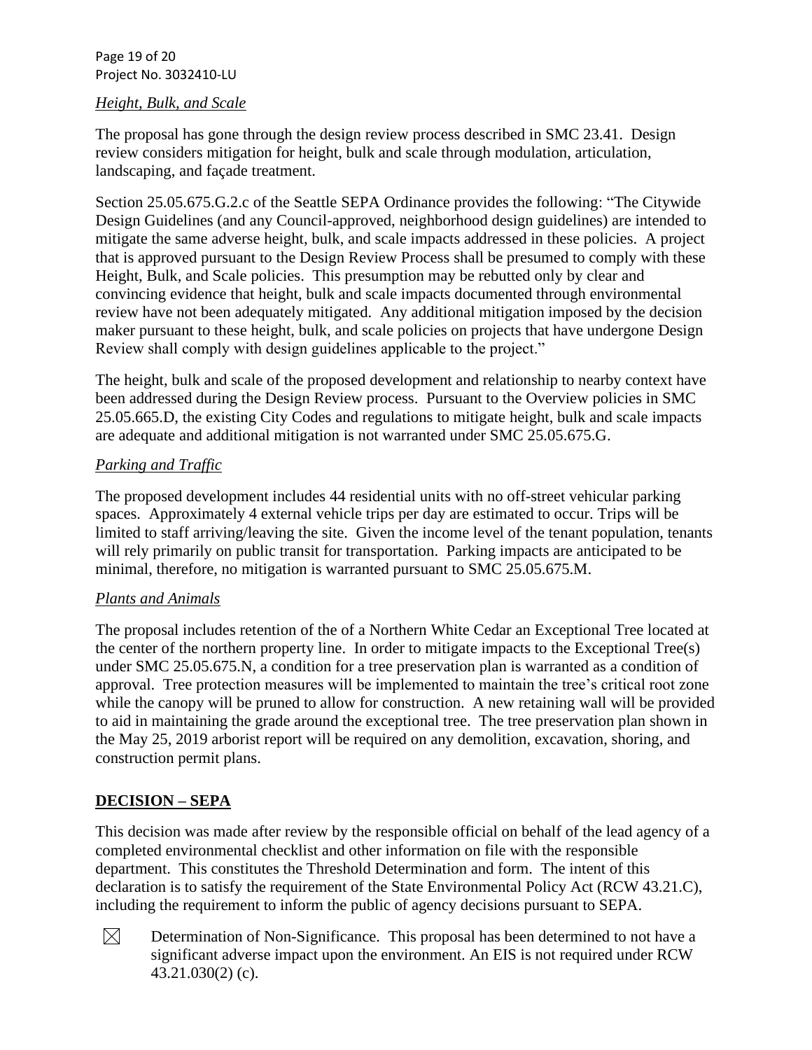*Height, Bulk, and Scale*

The proposal has gone through the design review process described in SMC 23.41. Design review considers mitigation for height, bulk and scale through modulation, articulation, landscaping, and façade treatment.

Section 25.05.675.G.2.c of the Seattle SEPA Ordinance provides the following: "The Citywide Design Guidelines (and any Council-approved, neighborhood design guidelines) are intended to mitigate the same adverse height, bulk, and scale impacts addressed in these policies. A project that is approved pursuant to the Design Review Process shall be presumed to comply with these Height, Bulk, and Scale policies. This presumption may be rebutted only by clear and convincing evidence that height, bulk and scale impacts documented through environmental review have not been adequately mitigated. Any additional mitigation imposed by the decision maker pursuant to these height, bulk, and scale policies on projects that have undergone Design Review shall comply with design guidelines applicable to the project."

The height, bulk and scale of the proposed development and relationship to nearby context have been addressed during the Design Review process. Pursuant to the Overview policies in SMC 25.05.665.D, the existing City Codes and regulations to mitigate height, bulk and scale impacts are adequate and additional mitigation is not warranted under SMC 25.05.675.G.

*Parking and Traffic*

The proposed development includes 44 residential units with no off-street vehicular parking spaces. Approximately 4 external vehicle trips per day are estimated to occur. Trips will be limited to staff arriving/leaving the site. Given the income level of the tenant population, tenants will rely primarily on public transit for transportation. Parking impacts are anticipated to be minimal, therefore, no mitigation is warranted pursuant to SMC 25.05.675.M.

*Plants and Animals*

The proposal includes retention of the of a Northern White Cedar an Exceptional Tree located at the center of the northern property line. In order to mitigate impacts to the Exceptional Tree(s) under SMC 25.05.675.N, a condition for a tree preservation plan is warranted as a condition of approval. Tree protection measures will be implemented to maintain the tree's critical root zone while the canopy will be pruned to allow for construction. A new retaining wall will be provided to aid in maintaining the grade around the exceptional tree. The tree preservation plan shown in the May 25, 2019 arborist report will be required on any demolition, excavation, shoring, and construction permit plans.

## DECISION – SEPA

This decision was made after review by the responsible official on behalf of the lead agency of a completed environmental checklist and other information on file with the responsible department. This constitutes the Threshold Determination and form. The intent of this declaration is to satisfy the requirement of the State Environmental Policy Act (RCW 43.21.C), including the requirement to inform the public of agency decisions pursuant to SEPA.

☒ Determination of Non-Significance. This proposal has been determined to not have a significant adverse impact upon the environment. An EIS is not required under RCW 43.21.030(2) (c).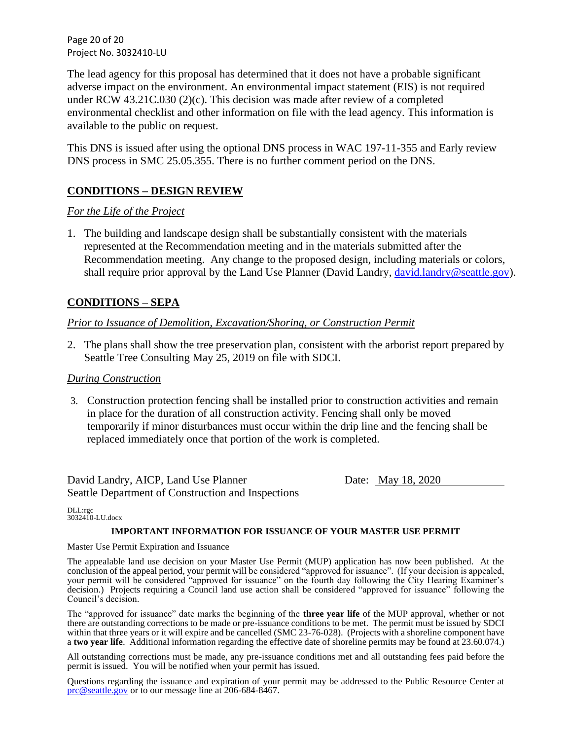The lead agency for this proposal has determined that it does not have a probable significant adverse impact on the environment. An environmental impact statement (EIS) is not required under RCW 43.21C.030 (2)(c). This decision was made after review of a completed environmental checklist and other information on file with the lead agency. This information is available to the public on request.

This DNS is issued after using the optional DNS process in WAC 197-11-355 and Early review DNS process in SMC 25.05.355. There is no further comment period on the DNS.

## CONDITIONS – DESIGN REVIEW

*For the Life of the Project*

1. The building and landscape design shall be substantially consistent with the materials represented at the Recommendation meeting and in the materials submitted after the Recommendation meeting. Any change to the proposed design, including materials or colors, shall require prior approval by the Land Use Planner (David Landry, david.landry@seattle.gov).

## CONDITIONS – SEPA

*Prior to Issuance of Demolition, Excavation/Shoring, or Construction Permit*

2. The plans shall show the tree preservation plan, consistent with the arborist report prepared by Seattle Tree Consulting May 25, 2019 on file with SDCI.

*During Construction*

3. Construction protection fencing shall be installed prior to construction activities and remain in place for the duration of all construction activity. Fencing shall only be moved temporarily if minor disturbances must occur within the drip line and the fencing shall be replaced immediately once that portion of the work is completed.

David Landry, AICP, Land Use Planner
Seattle Department of Construction and Inspections

Date: May 18, 2020

DLL:rgc
3032410-LU.docx

**IMPORTANT INFORMATION FOR ISSUANCE OF YOUR MASTER USE PERMIT**

Master Use Permit Expiration and Issuance

The appealable land use decision on your Master Use Permit (MUP) application has now been published. At the conclusion of the appeal period, your permit will be considered "approved for issuance". (If your decision is appealed, your permit will be considered "approved for issuance" on the fourth day following the City Hearing Examiner's decision.) Projects requiring a Council land use action shall be considered "approved for issuance" following the Council's decision.

The "approved for issuance" date marks the beginning of the **three year life** of the MUP approval, whether or not there are outstanding corrections to be made or pre-issuance conditions to be met. The permit must be issued by SDCI within that three years or it will expire and be cancelled (SMC 23-76-028). (Projects with a shoreline component have a **two year life**. Additional information regarding the effective date of shoreline permits may be found at 23.60.074.)

All outstanding corrections must be made, any pre-issuance conditions met and all outstanding fees paid before the permit is issued. You will be notified when your permit has issued.

Questions regarding the issuance and expiration of your permit may be addressed to the Public Resource Center at prc@seattle.gov or to our message line at 206-684-8467.